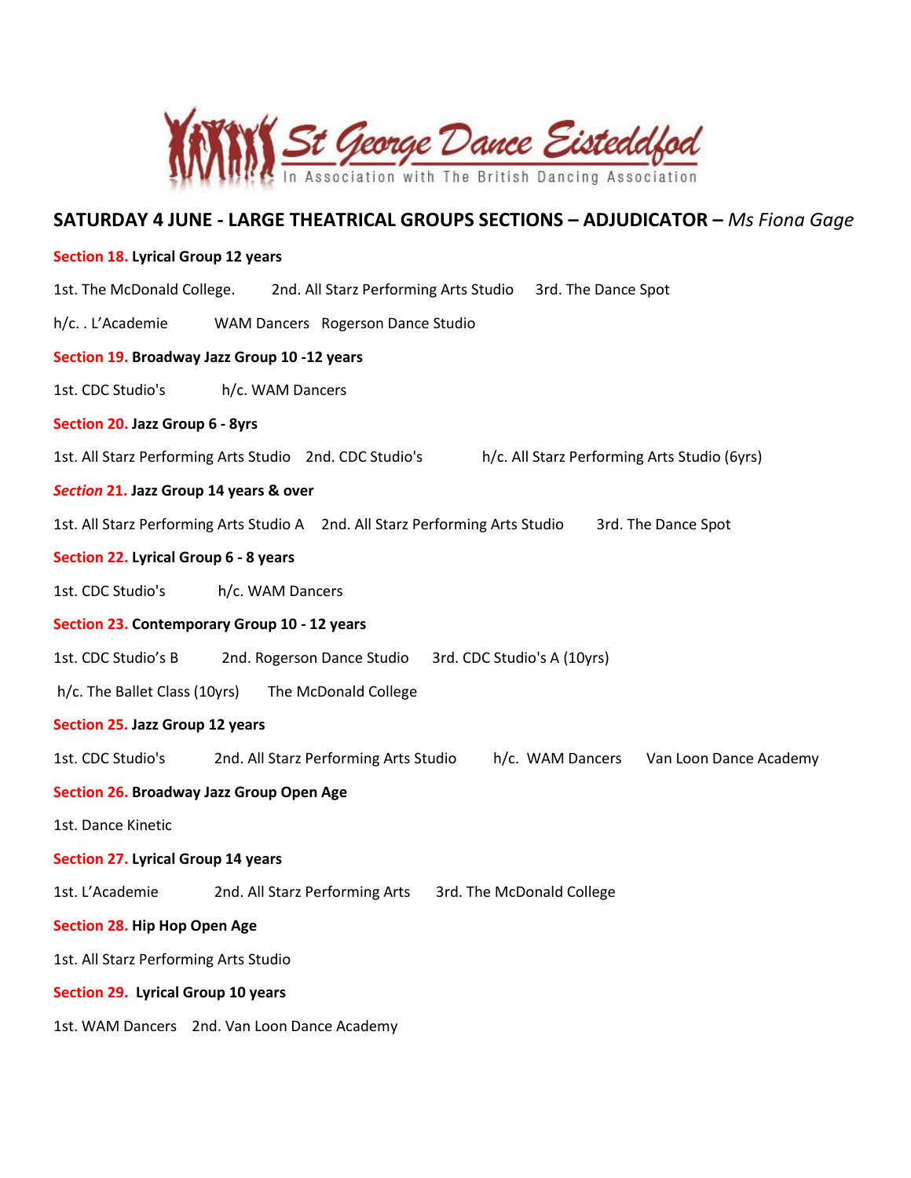St George Dance Eisteddfod

In Association with The British Dancing Association

## SATURDAY 4 JUNE - LARGE THEATRICAL GROUPS SECTIONS – ADJUDICATOR – *Ms Fiona Gage*

**Section 18. Lyrical Group 12 years**

1st. The McDonald College. 2nd. All Starz Performing Arts Studio 3rd. The Dance Spot

h/c. . L'Academie WAM Dancers Rogerson Dance Studio

**Section 19. Broadway Jazz Group 10 -12 years**

1st. CDC Studio's h/c. WAM Dancers

**Section 20. Jazz Group 6 - 8yrs**

1st. All Starz Performing Arts Studio 2nd. CDC Studio's h/c. All Starz Performing Arts Studio (6yrs)

***Section* 21. Jazz Group 14 years & over**

1st. All Starz Performing Arts Studio A 2nd. All Starz Performing Arts Studio 3rd. The Dance Spot

**Section 22. Lyrical Group 6 - 8 years**

1st. CDC Studio's h/c. WAM Dancers

**Section 23. Contemporary Group 10 - 12 years**

1st. CDC Studio's B 2nd. Rogerson Dance Studio 3rd. CDC Studio's A (10yrs)

h/c. The Ballet Class (10yrs) The McDonald College

**Section 25. Jazz Group 12 years**

1st. CDC Studio's 2nd. All Starz Performing Arts Studio h/c. WAM Dancers Van Loon Dance Academy

**Section 26. Broadway Jazz Group Open Age**

1st. Dance Kinetic

**Section 27. Lyrical Group 14 years**

1st. L'Academie 2nd. All Starz Performing Arts 3rd. The McDonald College

**Section 28. Hip Hop Open Age**

1st. All Starz Performing Arts Studio

**Section 29. Lyrical Group 10 years**

1st. WAM Dancers 2nd. Van Loon Dance Academy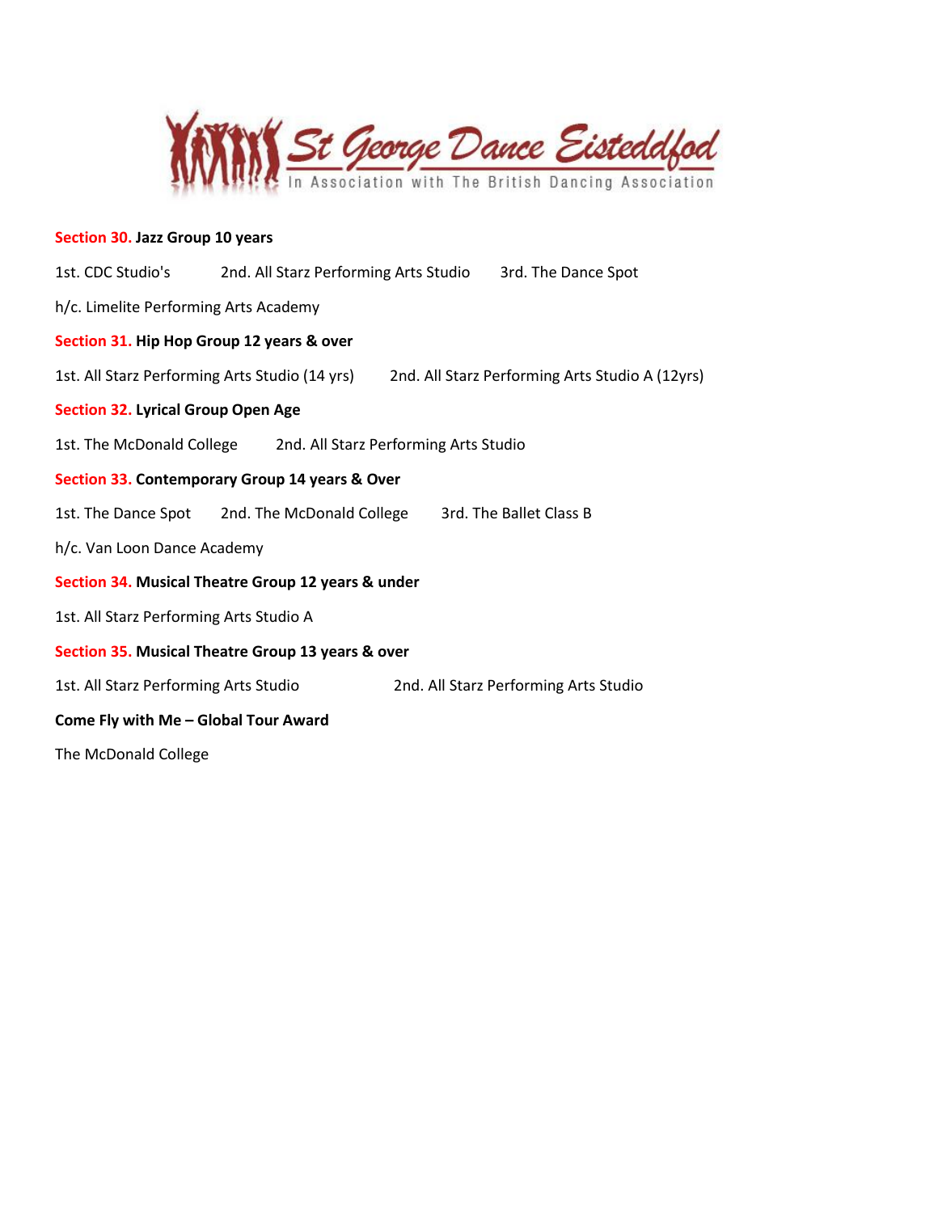St George Dance Eisteddfod

In Association with The British Dancing Association

**Section 30. Jazz Group 10 years**

1st. CDC Studio's 2nd. All Starz Performing Arts Studio 3rd. The Dance Spot

h/c. Limelite Performing Arts Academy

**Section 31. Hip Hop Group 12 years & over**

1st. All Starz Performing Arts Studio (14 yrs) 2nd. All Starz Performing Arts Studio A (12yrs)

**Section 32. Lyrical Group Open Age**

1st. The McDonald College 2nd. All Starz Performing Arts Studio

**Section 33. Contemporary Group 14 years & Over**

1st. The Dance Spot 2nd. The McDonald College 3rd. The Ballet Class B

h/c. Van Loon Dance Academy

**Section 34. Musical Theatre Group 12 years & under**

1st. All Starz Performing Arts Studio A

**Section 35. Musical Theatre Group 13 years & over**

1st. All Starz Performing Arts Studio 2nd. All Starz Performing Arts Studio

**Come Fly with Me – Global Tour Award**

The McDonald College